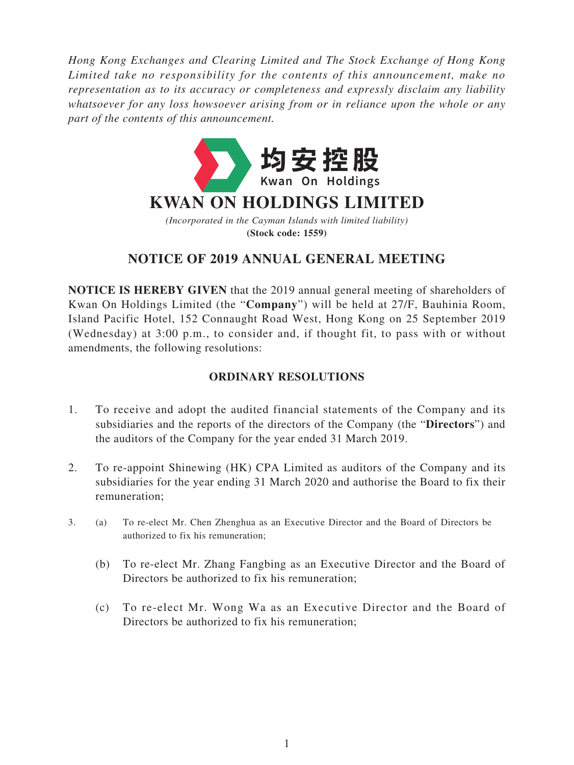*Hong Kong Exchanges and Clearing Limited and The Stock Exchange of Hong Kong Limited take no responsibility for the contents of this announcement, make no representation as to its accuracy or completeness and expressly disclaim any liability whatsoever for any loss howsoever arising from or in reliance upon the whole or any part of the contents of this announcement.*

均安控股
Kwan On Holdings

# KWAN ON HOLDINGS LIMITED

*(Incorporated in the Cayman Islands with limited liability)*
**(Stock code: 1559)**

## NOTICE OF 2019 ANNUAL GENERAL MEETING

**NOTICE IS HEREBY GIVEN** that the 2019 annual general meeting of shareholders of Kwan On Holdings Limited (the "**Company**") will be held at 27/F, Bauhinia Room, Island Pacific Hotel, 152 Connaught Road West, Hong Kong on 25 September 2019 (Wednesday) at 3:00 p.m., to consider and, if thought fit, to pass with or without amendments, the following resolutions:

### ORDINARY RESOLUTIONS

1. To receive and adopt the audited financial statements of the Company and its subsidiaries and the reports of the directors of the Company (the "**Directors**") and the auditors of the Company for the year ended 31 March 2019.

2. To re-appoint Shinewing (HK) CPA Limited as auditors of the Company and its subsidiaries for the year ending 31 March 2020 and authorise the Board to fix their remuneration;

3. (a) To re-elect Mr. Chen Zhenghua as an Executive Director and the Board of Directors be authorized to fix his remuneration;

   (b) To re-elect Mr. Zhang Fangbing as an Executive Director and the Board of Directors be authorized to fix his remuneration;

   (c) To re-elect Mr. Wong Wa as an Executive Director and the Board of Directors be authorized to fix his remuneration;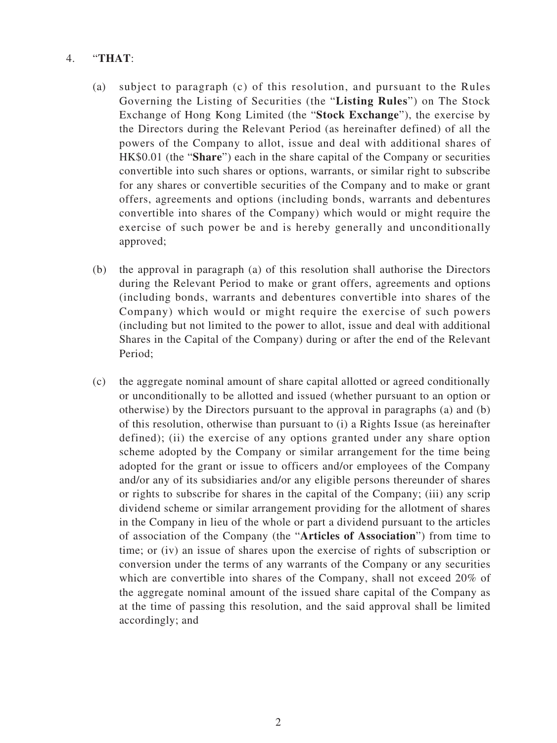4. "**THAT**:

   (a) subject to paragraph (c) of this resolution, and pursuant to the Rules Governing the Listing of Securities (the "**Listing Rules**") on The Stock Exchange of Hong Kong Limited (the "**Stock Exchange**"), the exercise by the Directors during the Relevant Period (as hereinafter defined) of all the powers of the Company to allot, issue and deal with additional shares of HK$0.01 (the "**Share**") each in the share capital of the Company or securities convertible into such shares or options, warrants, or similar right to subscribe for any shares or convertible securities of the Company and to make or grant offers, agreements and options (including bonds, warrants and debentures convertible into shares of the Company) which would or might require the exercise of such power be and is hereby generally and unconditionally approved;

   (b) the approval in paragraph (a) of this resolution shall authorise the Directors during the Relevant Period to make or grant offers, agreements and options (including bonds, warrants and debentures convertible into shares of the Company) which would or might require the exercise of such powers (including but not limited to the power to allot, issue and deal with additional Shares in the Capital of the Company) during or after the end of the Relevant Period;

   (c) the aggregate nominal amount of share capital allotted or agreed conditionally or unconditionally to be allotted and issued (whether pursuant to an option or otherwise) by the Directors pursuant to the approval in paragraphs (a) and (b) of this resolution, otherwise than pursuant to (i) a Rights Issue (as hereinafter defined); (ii) the exercise of any options granted under any share option scheme adopted by the Company or similar arrangement for the time being adopted for the grant or issue to officers and/or employees of the Company and/or any of its subsidiaries and/or any eligible persons thereunder of shares or rights to subscribe for shares in the capital of the Company; (iii) any scrip dividend scheme or similar arrangement providing for the allotment of shares in the Company in lieu of the whole or part a dividend pursuant to the articles of association of the Company (the "**Articles of Association**") from time to time; or (iv) an issue of shares upon the exercise of rights of subscription or conversion under the terms of any warrants of the Company or any securities which are convertible into shares of the Company, shall not exceed 20% of the aggregate nominal amount of the issued share capital of the Company as at the time of passing this resolution, and the said approval shall be limited accordingly; and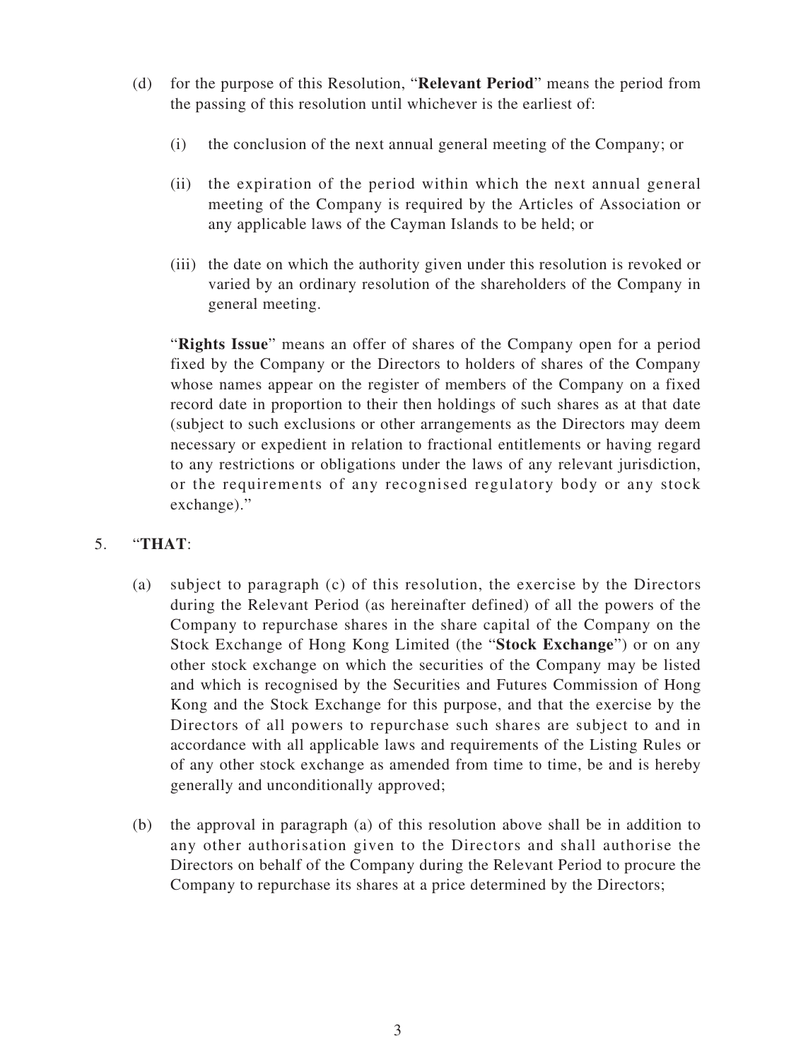(d) for the purpose of this Resolution, "**Relevant Period**" means the period from the passing of this resolution until whichever is the earliest of:

   (i) the conclusion of the next annual general meeting of the Company; or

   (ii) the expiration of the period within which the next annual general meeting of the Company is required by the Articles of Association or any applicable laws of the Cayman Islands to be held; or

   (iii) the date on which the authority given under this resolution is revoked or varied by an ordinary resolution of the shareholders of the Company in general meeting.

   "**Rights Issue**" means an offer of shares of the Company open for a period fixed by the Company or the Directors to holders of shares of the Company whose names appear on the register of members of the Company on a fixed record date in proportion to their then holdings of such shares as at that date (subject to such exclusions or other arrangements as the Directors may deem necessary or expedient in relation to fractional entitlements or having regard to any restrictions or obligations under the laws of any relevant jurisdiction, or the requirements of any recognised regulatory body or any stock exchange)."

5. "**THAT**:

   (a) subject to paragraph (c) of this resolution, the exercise by the Directors during the Relevant Period (as hereinafter defined) of all the powers of the Company to repurchase shares in the share capital of the Company on the Stock Exchange of Hong Kong Limited (the "**Stock Exchange**") or on any other stock exchange on which the securities of the Company may be listed and which is recognised by the Securities and Futures Commission of Hong Kong and the Stock Exchange for this purpose, and that the exercise by the Directors of all powers to repurchase such shares are subject to and in accordance with all applicable laws and requirements of the Listing Rules or of any other stock exchange as amended from time to time, be and is hereby generally and unconditionally approved;

   (b) the approval in paragraph (a) of this resolution above shall be in addition to any other authorisation given to the Directors and shall authorise the Directors on behalf of the Company during the Relevant Period to procure the Company to repurchase its shares at a price determined by the Directors;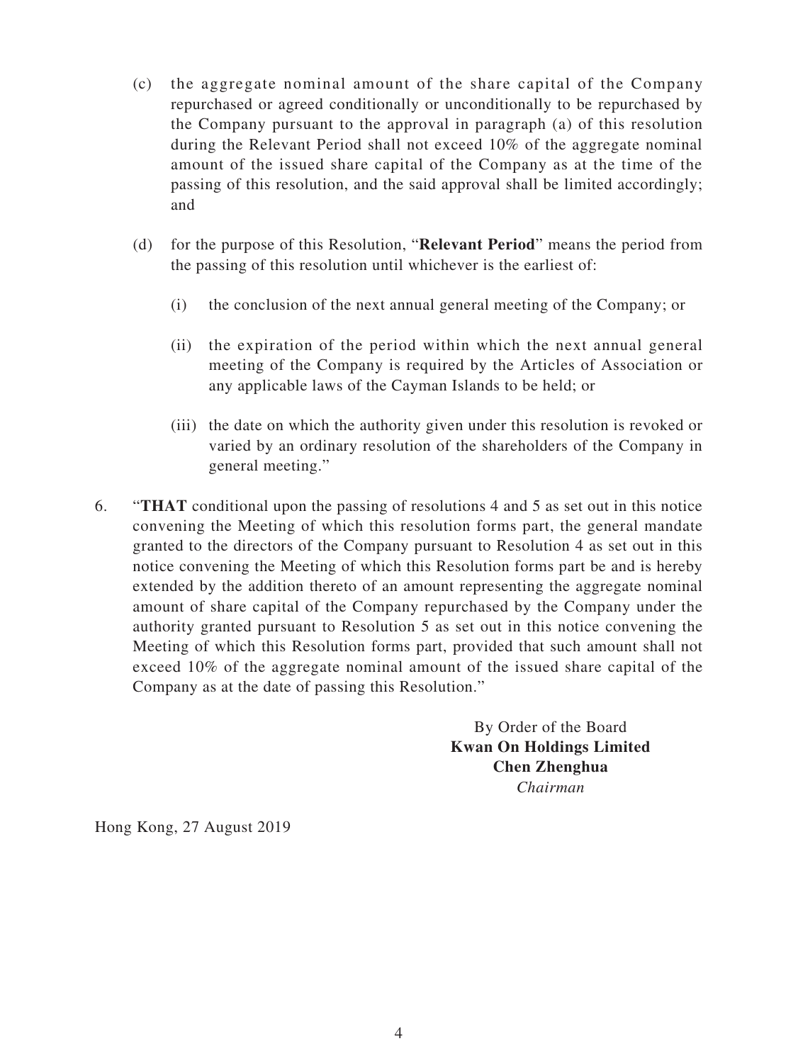(c) the aggregate nominal amount of the share capital of the Company repurchased or agreed conditionally or unconditionally to be repurchased by the Company pursuant to the approval in paragraph (a) of this resolution during the Relevant Period shall not exceed 10% of the aggregate nominal amount of the issued share capital of the Company as at the time of the passing of this resolution, and the said approval shall be limited accordingly; and

(d) for the purpose of this Resolution, "**Relevant Period**" means the period from the passing of this resolution until whichever is the earliest of:

(i) the conclusion of the next annual general meeting of the Company; or

(ii) the expiration of the period within which the next annual general meeting of the Company is required by the Articles of Association or any applicable laws of the Cayman Islands to be held; or

(iii) the date on which the authority given under this resolution is revoked or varied by an ordinary resolution of the shareholders of the Company in general meeting."

6. "**THAT** conditional upon the passing of resolutions 4 and 5 as set out in this notice convening the Meeting of which this resolution forms part, the general mandate granted to the directors of the Company pursuant to Resolution 4 as set out in this notice convening the Meeting of which this Resolution forms part be and is hereby extended by the addition thereto of an amount representing the aggregate nominal amount of share capital of the Company repurchased by the Company under the authority granted pursuant to Resolution 5 as set out in this notice convening the Meeting of which this Resolution forms part, provided that such amount shall not exceed 10% of the aggregate nominal amount of the issued share capital of the Company as at the date of passing this Resolution."

By Order of the Board
**Kwan On Holdings Limited**
**Chen Zhenghua**
*Chairman*

Hong Kong, 27 August 2019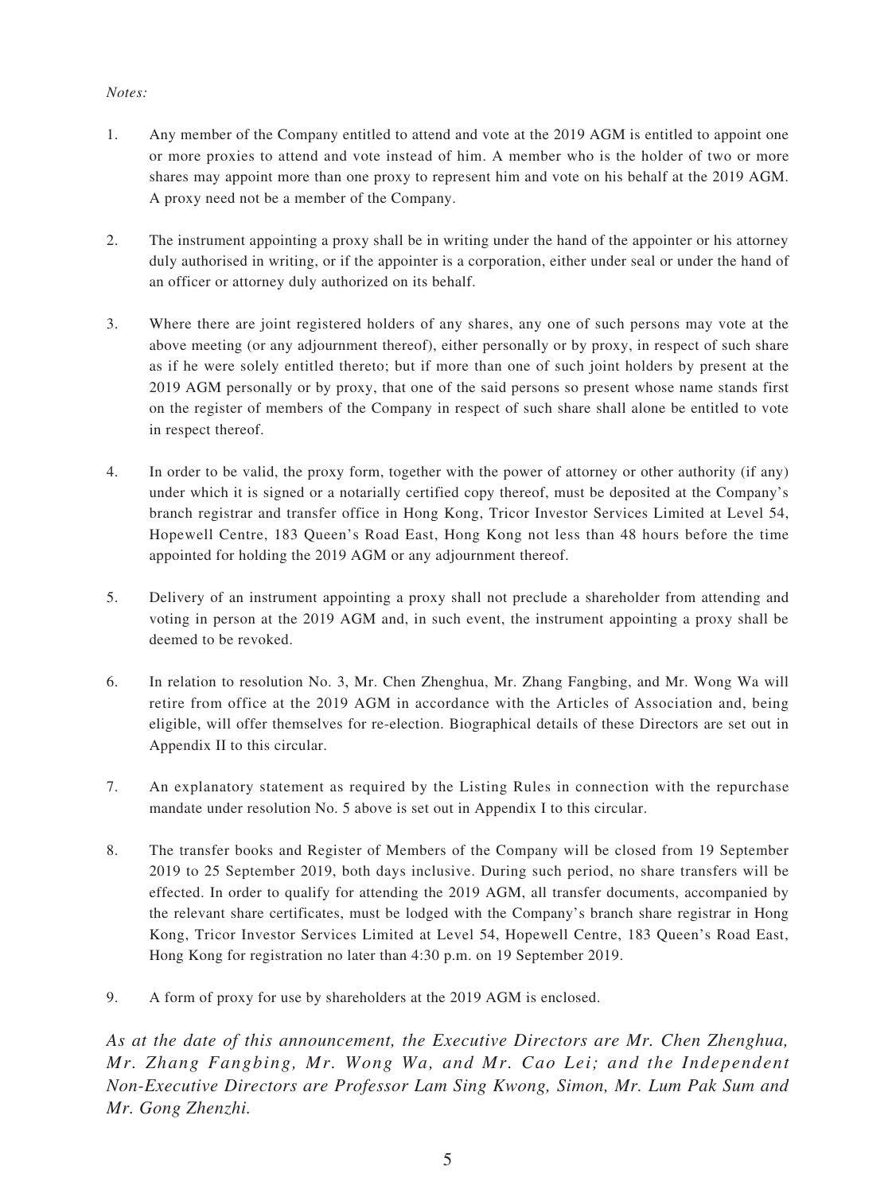*Notes:*

1. Any member of the Company entitled to attend and vote at the 2019 AGM is entitled to appoint one or more proxies to attend and vote instead of him. A member who is the holder of two or more shares may appoint more than one proxy to represent him and vote on his behalf at the 2019 AGM. A proxy need not be a member of the Company.

2. The instrument appointing a proxy shall be in writing under the hand of the appointer or his attorney duly authorised in writing, or if the appointer is a corporation, either under seal or under the hand of an officer or attorney duly authorized on its behalf.

3. Where there are joint registered holders of any shares, any one of such persons may vote at the above meeting (or any adjournment thereof), either personally or by proxy, in respect of such share as if he were solely entitled thereto; but if more than one of such joint holders by present at the 2019 AGM personally or by proxy, that one of the said persons so present whose name stands first on the register of members of the Company in respect of such share shall alone be entitled to vote in respect thereof.

4. In order to be valid, the proxy form, together with the power of attorney or other authority (if any) under which it is signed or a notarially certified copy thereof, must be deposited at the Company's branch registrar and transfer office in Hong Kong, Tricor Investor Services Limited at Level 54, Hopewell Centre, 183 Queen's Road East, Hong Kong not less than 48 hours before the time appointed for holding the 2019 AGM or any adjournment thereof.

5. Delivery of an instrument appointing a proxy shall not preclude a shareholder from attending and voting in person at the 2019 AGM and, in such event, the instrument appointing a proxy shall be deemed to be revoked.

6. In relation to resolution No. 3, Mr. Chen Zhenghua, Mr. Zhang Fangbing, and Mr. Wong Wa will retire from office at the 2019 AGM in accordance with the Articles of Association and, being eligible, will offer themselves for re-election. Biographical details of these Directors are set out in Appendix II to this circular.

7. An explanatory statement as required by the Listing Rules in connection with the repurchase mandate under resolution No. 5 above is set out in Appendix I to this circular.

8. The transfer books and Register of Members of the Company will be closed from 19 September 2019 to 25 September 2019, both days inclusive. During such period, no share transfers will be effected. In order to qualify for attending the 2019 AGM, all transfer documents, accompanied by the relevant share certificates, must be lodged with the Company's branch share registrar in Hong Kong, Tricor Investor Services Limited at Level 54, Hopewell Centre, 183 Queen's Road East, Hong Kong for registration no later than 4:30 p.m. on 19 September 2019.

9. A form of proxy for use by shareholders at the 2019 AGM is enclosed.

*As at the date of this announcement, the Executive Directors are Mr. Chen Zhenghua, Mr. Zhang Fangbing, Mr. Wong Wa, and Mr. Cao Lei; and the Independent Non-Executive Directors are Professor Lam Sing Kwong, Simon, Mr. Lum Pak Sum and Mr. Gong Zhenzhi.*